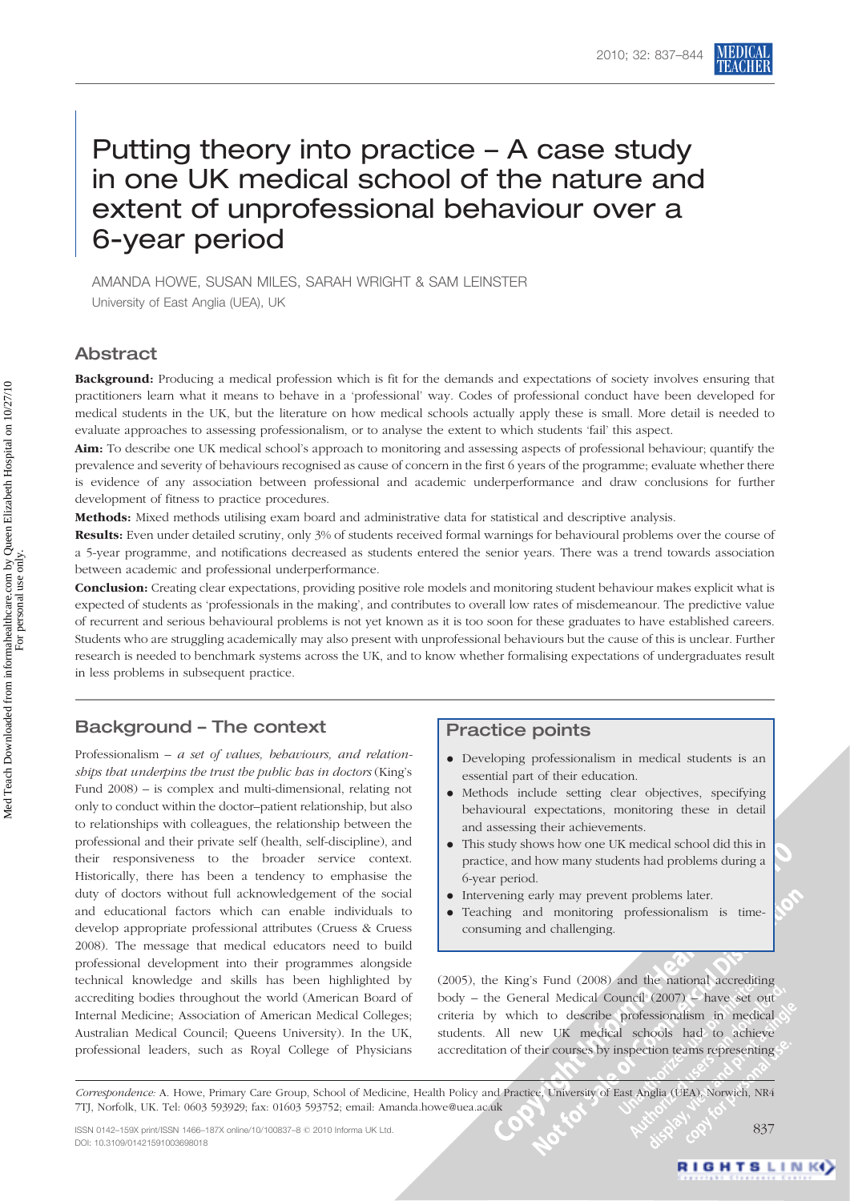# Putting theory into practice – A case study in one UK medical school of the nature and extent of unprofessional behaviour over a 6-year period

AMANDA HOWE, SUSAN MILES, SARAH WRIGHT & SAM LEINSTER

University of East Anglia (UEA), UK

## Abstract

**Background:** Producing a medical profession which is fit for the demands and expectations of society involves ensuring that practitioners learn what it means to behave in a 'professional' way. Codes of professional conduct have been developed for medical students in the UK, but the literature on how medical schools actually apply these is small. More detail is needed to evaluate approaches to assessing professionalism, or to analyse the extent to which students 'fail' this aspect.

**Aim:** To describe one UK medical school's approach to monitoring and assessing aspects of professional behaviour; quantify the prevalence and severity of behaviours recognised as cause of concern in the first 6 years of the programme; evaluate whether there is evidence of any association between professional and academic underperformance and draw conclusions for further development of fitness to practice procedures.

**Methods:** Mixed methods utilising exam board and administrative data for statistical and descriptive analysis.

**Results:** Even under detailed scrutiny, only 3% of students received formal warnings for behavioural problems over the course of a 5-year programme, and notifications decreased as students entered the senior years. There was a trend towards association between academic and professional underperformance.

**Conclusion:** Creating clear expectations, providing positive role models and monitoring student behaviour makes explicit what is expected of students as 'professionals in the making', and contributes to overall low rates of misdemeanour. The predictive value of recurrent and serious behavioural problems is not yet known as it is too soon for these graduates to have established careers. Students who are struggling academically may also present with unprofessional behaviours but the cause of this is unclear. Further research is needed to benchmark systems across the UK, and to know whether formalising expectations of undergraduates result in less problems in subsequent practice.

## Background – The context

Professionalism – *a set of values, behaviours, and relationships that underpins the trust the public has in doctors* (King's Fund 2008) – is complex and multi-dimensional, relating not only to conduct within the doctor–patient relationship, but also to relationships with colleagues, the relationship between the professional and their private self (health, self-discipline), and their responsiveness to the broader service context. Historically, there has been a tendency to emphasise the duty of doctors without full acknowledgement of the social and educational factors which can enable individuals to develop appropriate professional attributes (Cruess & Cruess 2008). The message that medical educators need to build professional development into their programmes alongside technical knowledge and skills has been highlighted by accrediting bodies throughout the world (American Board of Internal Medicine; Association of American Medical Colleges; Australian Medical Council; Queens University). In the UK, professional leaders, such as Royal College of Physicians (2005), the King's Fund (2008) and the national accrediting body – the General Medical Council (2007) – have set out criteria by which to describe professionalism in medical students. All new UK medical schools had to achieve accreditation of their courses by inspection teams representing

### Practice points

- Developing professionalism in medical students is an essential part of their education.
- Methods include setting clear objectives, specifying behavioural expectations, monitoring these in detail and assessing their achievements.
- This study shows how one UK medical school did this in practice, and how many students had problems during a 6-year period.
- Intervening early may prevent problems later.
- Teaching and monitoring professionalism is time-consuming and challenging.

*Correspondence:* A. Howe, Primary Care Group, School of Medicine, Health Policy and Practice, University of East Anglia (UEA), Norwich, NR4 7TJ, Norfolk, UK. Tel: 0603 593929; fax: 01603 593752; email: Amanda.howe@uea.ac.uk

ISSN 0142–159X print/ISSN 1466–187X online/10/100837–8 © 2010 Informa UK Ltd.
DOI: 10.3109/0142159X.2010.498018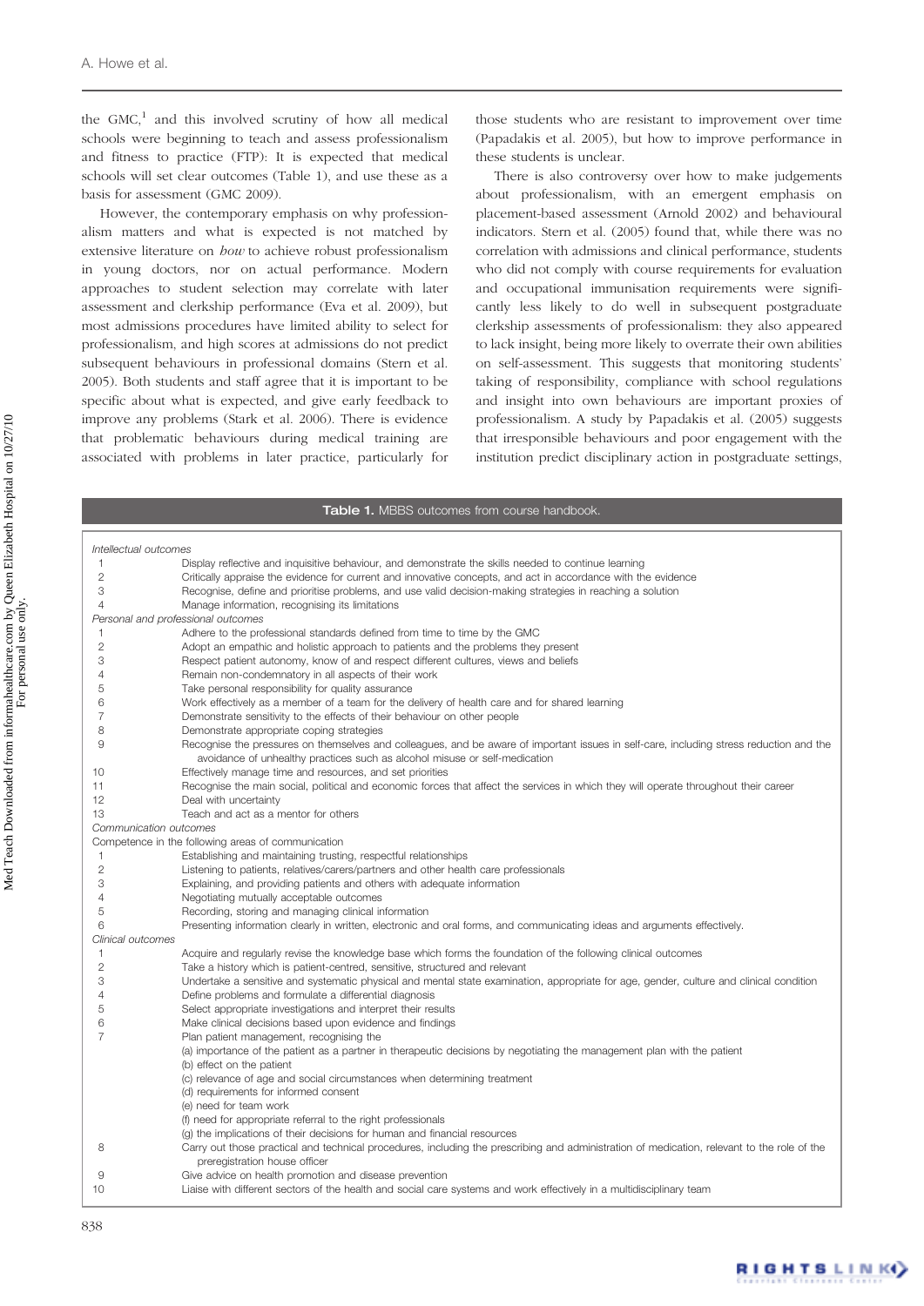the GMC,[1] and this involved scrutiny of how all medical schools were beginning to teach and assess professionalism and fitness to practice (FTP): It is expected that medical schools will set clear outcomes (Table 1), and use these as a basis for assessment (GMC 2009).

However, the contemporary emphasis on why professionalism matters and what is expected is not matched by extensive literature on *how* to achieve robust professionalism in young doctors, nor on actual performance. Modern approaches to student selection may correlate with later assessment and clerkship performance (Eva et al. 2009), but most admissions procedures have limited ability to select for professionalism, and high scores at admissions do not predict subsequent behaviours in professional domains (Stern et al. 2005). Both students and staff agree that it is important to be specific about what is expected, and give early feedback to improve any problems (Stark et al. 2006). There is evidence that problematic behaviours during medical training are associated with problems in later practice, particularly for those students who are resistant to improvement over time (Papadakis et al. 2005), but how to improve performance in these students is unclear.

There is also controversy over how to make judgements about professionalism, with an emergent emphasis on placement-based assessment (Arnold 2002) and behavioural indicators. Stern et al. (2005) found that, while there was no correlation with admissions and clinical performance, students who did not comply with course requirements for evaluation and occupational immunisation requirements were significantly less likely to do well in subsequent postgraduate clerkship assessments of professionalism: they also appeared to lack insight, being more likely to overrate their own abilities on self-assessment. This suggests that monitoring students' taking of responsibility, compliance with school regulations and insight into own behaviours are important proxies of professionalism. A study by Papadakis et al. (2005) suggests that irresponsible behaviours and poor engagement with the institution predict disciplinary action in postgraduate settings,

**Table 1.** MBBS outcomes from course handbook.

| | |
|---|---|
| *Intellectual outcomes* | |
| 1 | Display reflective and inquisitive behaviour, and demonstrate the skills needed to continue learning |
| 2 | Critically appraise the evidence for current and innovative concepts, and act in accordance with the evidence |
| 3 | Recognise, define and prioritise problems, and use valid decision-making strategies in reaching a solution |
| 4 | Manage information, recognising its limitations |
| *Personal and professional outcomes* | |
| 1 | Adhere to the professional standards defined from time to time by the GMC |
| 2 | Adopt an empathic and holistic approach to patients and the problems they present |
| 3 | Respect patient autonomy, know of and respect different cultures, views and beliefs |
| 4 | Remain non-condemnatory in all aspects of their work |
| 5 | Take personal responsibility for quality assurance |
| 6 | Work effectively as a member of a team for the delivery of health care and for shared learning |
| 7 | Demonstrate sensitivity to the effects of their behaviour on other people |
| 8 | Demonstrate appropriate coping strategies |
| 9 | Recognise the pressures on themselves and colleagues, and be aware of important issues in self-care, including stress reduction and the avoidance of unhealthy practices such as alcohol misuse or self-medication |
| 10 | Effectively manage time and resources, and set priorities |
| 11 | Recognise the main social, political and economic forces that affect the services in which they will operate throughout their career |
| 12 | Deal with uncertainty |
| 13 | Teach and act as a mentor for others |
| *Communication outcomes* | |
| Competence in the following areas of communication | |
| 1 | Establishing and maintaining trusting, respectful relationships |
| 2 | Listening to patients, relatives/carers/partners and other health care professionals |
| 3 | Explaining, and providing patients and others with adequate information |
| 4 | Negotiating mutually acceptable outcomes |
| 5 | Recording, storing and managing clinical information |
| 6 | Presenting information clearly in written, electronic and oral forms, and communicating ideas and arguments effectively. |
| *Clinical outcomes* | |
| 1 | Acquire and regularly revise the knowledge base which forms the foundation of the following clinical outcomes |
| 2 | Take a history which is patient-centred, sensitive, structured and relevant |
| 3 | Undertake a sensitive and systematic physical and mental state examination, appropriate for age, gender, culture and clinical condition |
| 4 | Define problems and formulate a differential diagnosis |
| 5 | Select appropriate investigations and interpret their results |
| 6 | Make clinical decisions based upon evidence and findings |
| 7 | Plan patient management, recognising the<br>(a) importance of the patient as a partner in therapeutic decisions by negotiating the management plan with the patient<br>(b) effect on the patient<br>(c) relevance of age and social circumstances when determining treatment<br>(d) requirements for informed consent<br>(e) need for team work<br>(f) need for appropriate referral to the right professionals<br>(g) the implications of their decisions for human and financial resources |
| 8 | Carry out those practical and technical procedures, including the prescribing and administration of medication, relevant to the role of the preregistration house officer |
| 9 | Give advice on health promotion and disease prevention |
| 10 | Liaise with different sectors of the health and social care systems and work effectively in a multidisciplinary team |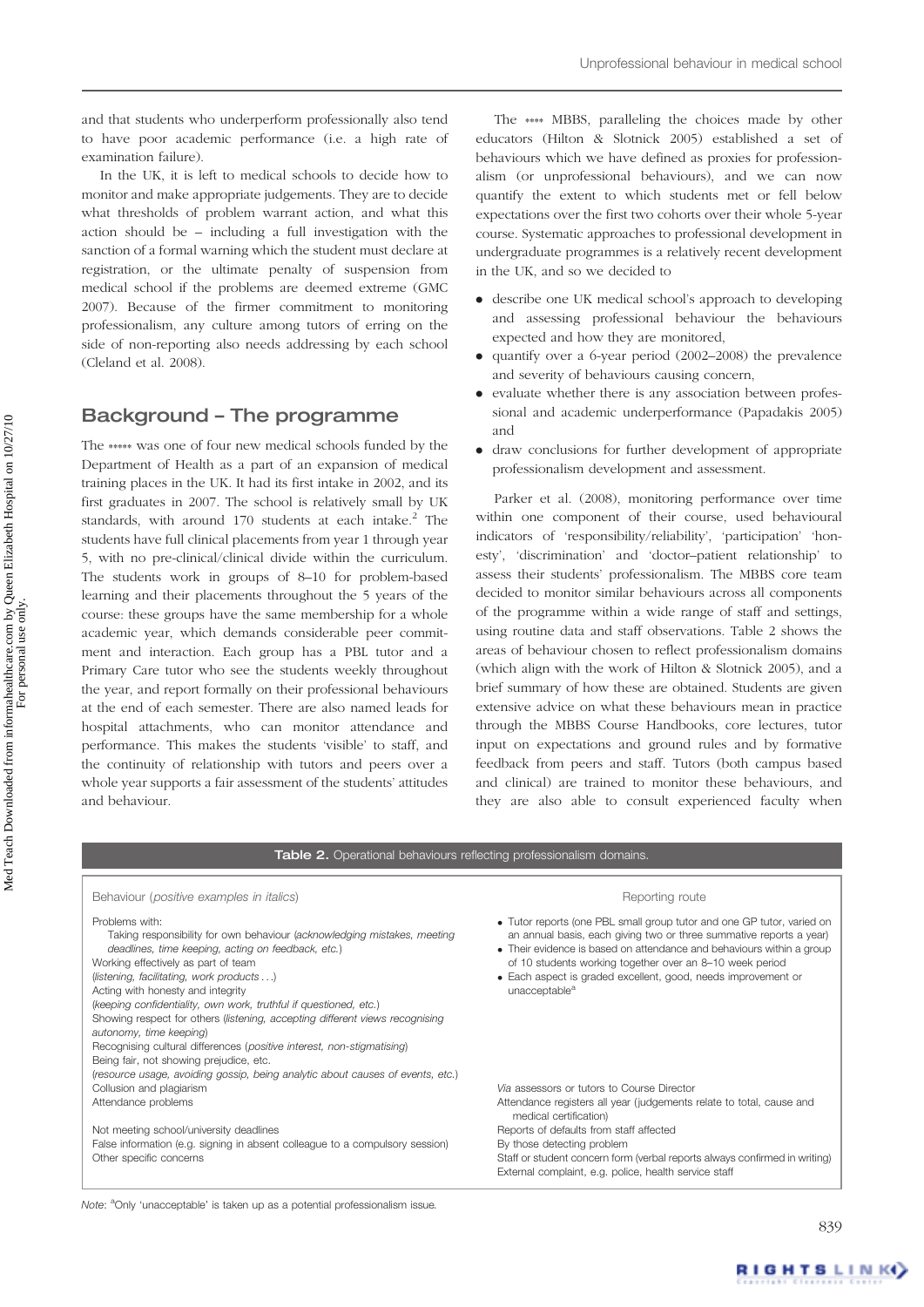and that students who underperform professionally also tend to have poor academic performance (i.e. a high rate of examination failure).

In the UK, it is left to medical schools to decide how to monitor and make appropriate judgements. They are to decide what thresholds of problem warrant action, and what this action should be – including a full investigation with the sanction of a formal warning which the student must declare at registration, or the ultimate penalty of suspension from medical school if the problems are deemed extreme (GMC 2007). Because of the firmer commitment to monitoring professionalism, any culture among tutors of erring on the side of non-reporting also needs addressing by each school (Cleland et al. 2008).

## Background – The programme

The \*\*\*\*\* was one of four new medical schools funded by the Department of Health as a part of an expansion of medical training places in the UK. It had its first intake in 2002, and its first graduates in 2007. The school is relatively small by UK standards, with around 170 students at each intake.[2] The students have full clinical placements from year 1 through year 5, with no pre-clinical/clinical divide within the curriculum. The students work in groups of 8–10 for problem-based learning and their placements throughout the 5 years of the course: these groups have the same membership for a whole academic year, which demands considerable peer commitment and interaction. Each group has a PBL tutor and a Primary Care tutor who see the students weekly throughout the year, and report formally on their professional behaviours at the end of each semester. There are also named leads for hospital attachments, who can monitor attendance and performance. This makes the students 'visible' to staff, and the continuity of relationship with tutors and peers over a whole year supports a fair assessment of the students' attitudes and behaviour.

The \*\*\*\* MBBS, paralleling the choices made by other educators (Hilton & Slotnick 2005) established a set of behaviours which we have defined as proxies for professionalism (or unprofessional behaviours), and we can now quantify the extent to which students met or fell below expectations over the first two cohorts over their whole 5-year course. Systematic approaches to professional development in undergraduate programmes is a relatively recent development in the UK, and so we decided to

- describe one UK medical school's approach to developing and assessing professional behaviour the behaviours expected and how they are monitored,
- quantify over a 6-year period (2002–2008) the prevalence and severity of behaviours causing concern,
- evaluate whether there is any association between professional and academic underperformance (Papadakis 2005) and
- draw conclusions for further development of appropriate professionalism development and assessment.

Parker et al. (2008), monitoring performance over time within one component of their course, used behavioural indicators of 'responsibility/reliability', 'participation' 'honesty', 'discrimination' and 'doctor–patient relationship' to assess their students' professionalism. The MBBS core team decided to monitor similar behaviours across all components of the programme within a wide range of staff and settings, using routine data and staff observations. Table 2 shows the areas of behaviour chosen to reflect professionalism domains (which align with the work of Hilton & Slotnick 2005), and a brief summary of how these are obtained. Students are given extensive advice on what these behaviours mean in practice through the MBBS Course Handbooks, core lectures, tutor input on expectations and ground rules and by formative feedback from peers and staff. Tutors (both campus based and clinical) are trained to monitor these behaviours, and they are also able to consult experienced faculty when

**Table 2.** Operational behaviours reflecting professionalism domains.

| Behaviour (*positive examples in italics*) | Reporting route |
|---|---|
| Problems with:<br>Taking responsibility for own behaviour (*acknowledging mistakes, meeting deadlines, time keeping, acting on feedback, etc.*)<br>Working effectively as part of team<br>(*listening, facilitating, work products . . .*)<br>Acting with honesty and integrity<br>(*keeping confidentiality, own work, truthful if questioned, etc.*)<br>Showing respect for others (*listening, accepting different views recognising autonomy, time keeping*)<br>Recognising cultural differences (*positive interest, non-stigmatising*)<br>Being fair, not showing prejudice, etc.<br>(*resource usage, avoiding gossip, being analytic about causes of events, etc.*) | • Tutor reports (one PBL small group tutor and one GP tutor, varied on an annual basis, each giving two or three summative reports a year)<br>• Their evidence is based on attendance and behaviours within a group of 10 students working together over an 8–10 week period<br>• Each aspect is graded excellent, good, needs improvement or unacceptable[a] |
| Collusion and plagiarism | *Via* assessors or tutors to Course Director |
| Attendance problems | Attendance registers all year (judgements relate to total, cause and medical certification) |
| Not meeting school/university deadlines | Reports of defaults from staff affected |
| False information (e.g. signing in absent colleague to a compulsory session) | By those detecting problem |
| Other specific concerns | Staff or student concern form (verbal reports always confirmed in writing)<br>External complaint, e.g. police, health service staff |

*Note*: [a]Only 'unacceptable' is taken up as a potential professionalism issue.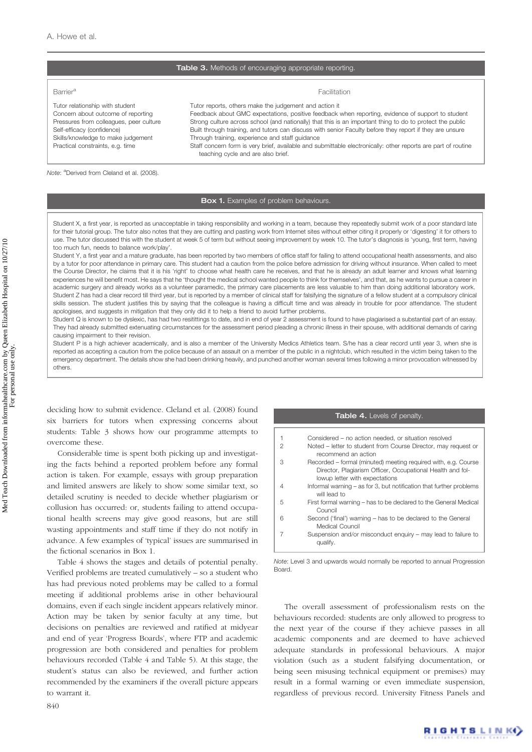**Table 3.** Methods of encouraging appropriate reporting.

| Barrier[a] | Facilitation |
|---|---|
| Tutor relationship with student | Tutor reports, others make the judgement and action it |
| Concern about outcome of reporting | Feedback about GMC expectations, positive feedback when reporting, evidence of support to student |
| Pressures from colleagues, peer culture | Strong culture across school (and nationally) that this is an important thing to do to protect the public |
| Self-efficacy (confidence) | Built through training, and tutors can discuss with senior Faculty before they report if they are unsure |
| Skills/knowledge to make judgement | Through training, experience and staff guidance |
| Practical constraints, e.g. time | Staff concern form is very brief, available and submittable electronically: other reports are part of routine teaching cycle and are also brief. |

Note: [a]Derived from Cleland et al. (2008).

**Box 1.** Examples of problem behaviours.

Student X, a first year, is reported as unacceptable in taking responsibility and working in a team, because they repeatedly submit work of a poor standard late for their tutorial group. The tutor also notes that they are cutting and pasting work from Internet sites without either citing it properly or 'digesting' it for others to use. The tutor discussed this with the student at week 5 of term but without seeing improvement by week 10. The tutor's diagnosis is 'young, first term, having too much fun, needs to balance work/play'.

Student Y, a first year and a mature graduate, has been reported by two members of office staff for failing to attend occupational health assessments, and also by a tutor for poor attendance in primary care. This student had a caution from the police before admission for driving without insurance. When called to meet the Course Director, he claims that it is his 'right' to choose what health care he receives, and that he is already an adult learner and knows what learning experiences he will benefit most. He says that he 'thought the medical school wanted people to think for themselves', and that, as he wants to pursue a career in academic surgery and already works as a volunteer paramedic, the primary care placements are less valuable to him than doing additional laboratory work.

Student Z has had a clear record till third year, but is reported by a member of clinical staff for falsifying the signature of a fellow student at a compulsory clinical skills session. The student justifies this by saying that the colleague is having a difficult time and was already in trouble for poor attendance. The student apologises, and suggests in mitigation that they only did it to help a friend to avoid further problems.

Student Q is known to be dyslexic, has had two resitittings to date, and in end of year 2 assessment is found to have plagiarised a substantial part of an essay. They had already submitted extenuating circumstances for the assessment period pleading a chronic illness in their spouse, with additional demands of caring causing impairment to their revision.

Student P is a high achiever academically, and is also a member of the University Medics Athletics team. S/he has a clear record until year 3, when she is reported as accepting a caution from the police because of an assault on a member of the public in a nightclub, which resulted in the victim being taken to the emergency department. The details show she had been drinking heavily, and punched another woman several times following a minor provocation witnessed by others.

deciding how to submit evidence. Cleland et al. (2008) found six barriers for tutors when expressing concerns about students: Table 3 shows how our programme attempts to overcome these.

Considerable time is spent both picking up and investigating the facts behind a reported problem before any formal action is taken. For example, essays with group preparation and limited answers are likely to show some similar text, so detailed scrutiny is needed to decide whether plagiarism or collusion has occurred: or, students failing to attend occupational health screens may give good reasons, but are still wasting appointments and staff time if they do not notify in advance. A few examples of 'typical' issues are summarised in the fictional scenarios in Box 1.

Table 4 shows the stages and details of potential penalty. Verified problems are treated cumulatively – so a student who has had previous noted problems may be called to a formal meeting if additional problems arise in other behavioural domains, even if each single incident appears relatively minor. Action may be taken by senior faculty at any time, but decisions on penalties are reviewed and ratified at midyear and end of year 'Progress Boards', where FTP and academic progression are both considered and penalties for problem behaviours recorded (Table 4 and Table 5). At this stage, the student's status can also be reviewed, and further action recommended by the examiners if the overall picture appears to warrant it.

**Table 4.** Levels of penalty.

| | |
|---|---|
| 1 | Considered – no action needed, or situation resolved |
| 2 | Noted – letter to student from Course Director, may request or recommend an action |
| 3 | Recorded – formal (minuted) meeting required with, e.g. Course Director, Plagiarism Officer, Occupational Health and followup letter with expectations |
| 4 | Informal warning – as for 3, but notification that further problems will lead to |
| 5 | First formal warning – has to be declared to the General Medical Council |
| 6 | Second ('final') warning – has to be declared to the General Medical Council |
| 7 | Suspension and/or misconduct enquiry – may lead to failure to qualify. |

Note: Level 3 and upwards would normally be reported to annual Progression Board.

The overall assessment of professionalism rests on the behaviours recorded: students are only allowed to progress to the next year of the course if they achieve passes in all academic components and are deemed to have achieved adequate standards in professional behaviours. A major violation (such as a student falsifying documentation, or being seen misusing technical equipment or premises) may result in a formal warning or even immediate suspension, regardless of previous record. University Fitness Panels and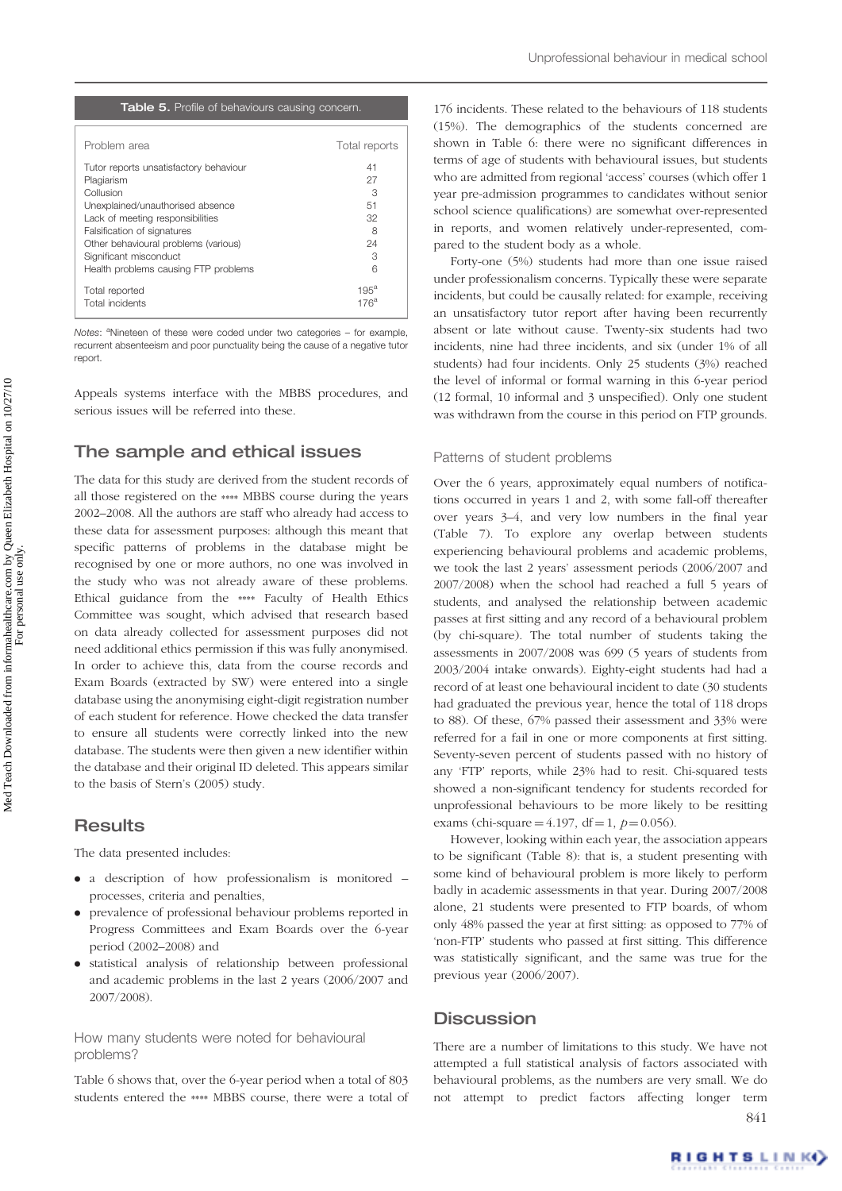**Table 5.** Profile of behaviours causing concern.

| Problem area | Total reports |
|---|---|
| Tutor reports unsatisfactory behaviour | 41 |
| Plagiarism | 27 |
| Collusion | 3 |
| Unexplained/unauthorised absence | 51 |
| Lack of meeting responsibilities | 32 |
| Falsification of signatures | 8 |
| Other behavioural problems (various) | 24 |
| Significant misconduct | 3 |
| Health problems causing FTP problems | 6 |
| Total reported | 195[a] |
| Total incidents | 176[a] |

*Notes*: [a]Nineteen of these were coded under two categories – for example, recurrent absenteeism and poor punctuality being the cause of a negative tutor report.

Appeals systems interface with the MBBS procedures, and serious issues will be referred into these.

## The sample and ethical issues

The data for this study are derived from the student records of all those registered on the **** MBBS course during the years 2002–2008. All the authors are staff who already had access to these data for assessment purposes: although this meant that specific patterns of problems in the database might be recognised by one or more authors, no one was involved in the study who was not already aware of these problems. Ethical guidance from the **** Faculty of Health Ethics Committee was sought, which advised that research based on data already collected for assessment purposes did not need additional ethics permission if this was fully anonymised. In order to achieve this, data from the course records and Exam Boards (extracted by SW) were entered into a single database using the anonymising eight-digit registration number of each student for reference. Howe checked the data transfer to ensure all students were correctly linked into the new database. The students were then given a new identifier within the database and their original ID deleted. This appears similar to the basis of Stern's (2005) study.

## Results

The data presented includes:

- a description of how professionalism is monitored – processes, criteria and penalties,
- prevalence of professional behaviour problems reported in Progress Committees and Exam Boards over the 6-year period (2002–2008) and
- statistical analysis of relationship between professional and academic problems in the last 2 years (2006/2007 and 2007/2008).

### How many students were noted for behavioural problems?

Table 6 shows that, over the 6-year period when a total of 803 students entered the **** MBBS course, there were a total of 176 incidents. These related to the behaviours of 118 students (15%). The demographics of the students concerned are shown in Table 6: there were no significant differences in terms of age of students with behavioural issues, but students who are admitted from regional 'access' courses (which offer 1 year pre-admission programmes to candidates without senior school science qualifications) are somewhat over-represented in reports, and women relatively under-represented, compared to the student body as a whole.

Forty-one (5%) students had more than one issue raised under professionalism concerns. Typically these were separate incidents, but could be causally related: for example, receiving an unsatisfactory tutor report after having been recurrently absent or late without cause. Twenty-six students had two incidents, nine had three incidents, and six (under 1% of all students) had four incidents. Only 25 students (3%) reached the level of informal or formal warning in this 6-year period (12 formal, 10 informal and 3 unspecified). Only one student was withdrawn from the course in this period on FTP grounds.

### Patterns of student problems

Over the 6 years, approximately equal numbers of notifications occurred in years 1 and 2, with some fall-off thereafter over years 3–4, and very low numbers in the final year (Table 7). To explore any overlap between students experiencing behavioural problems and academic problems, we took the last 2 years' assessment periods (2006/2007 and 2007/2008) when the school had reached a full 5 years of students, and analysed the relationship between academic passes at first sitting and any record of a behavioural problem (by chi-square). The total number of students taking the assessments in 2007/2008 was 699 (5 years of students from 2003/2004 intake onwards). Eighty-eight students had had a record of at least one behavioural incident to date (30 students had graduated the previous year, hence the total of 118 drops to 88). Of these, 67% passed their assessment and 33% were referred for a fail in one or more components at first sitting. Seventy-seven percent of students passed with no history of any 'FTP' reports, while 23% had to resit. Chi-squared tests showed a non-significant tendency for students recorded for unprofessional behaviours to be more likely to be resitting exams (chi-square $= 4.197$, $df = 1$, $p = 0.056$).

However, looking within each year, the association appears to be significant (Table 8): that is, a student presenting with some kind of behavioural problem is more likely to perform badly in academic assessments in that year. During 2007/2008 alone, 21 students were presented to FTP boards, of whom only 48% passed the year at first sitting: as opposed to 77% of 'non-FTP' students who passed at first sitting. This difference was statistically significant, and the same was true for the previous year (2006/2007).

## Discussion

There are a number of limitations to this study. We have not attempted a full statistical analysis of factors associated with behavioural problems, as the numbers are very small. We do not attempt to predict factors affecting longer term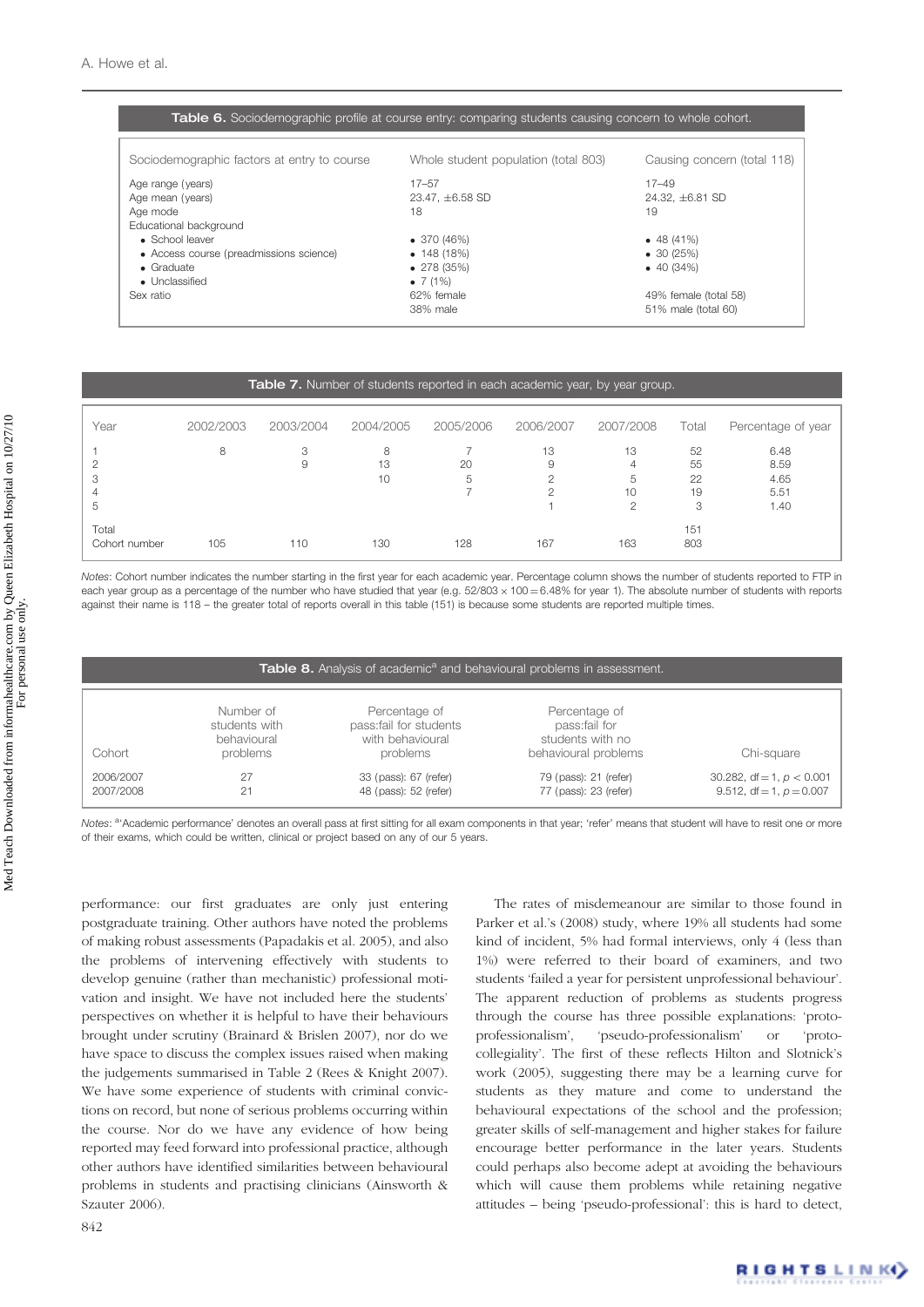**Table 6.** Sociodemographic profile at course entry: comparing students causing concern to whole cohort.

| Sociodemographic factors at entry to course | Whole student population (total 803) | Causing concern (total 118) |
|---|---|---|
| Age range (years) | 17–57 | 17–49 |
| Age mean (years) | 23.47, ±6.58 SD | 24.32, ±6.81 SD |
| Age mode | 18 | 19 |
| Educational background | | |
| • School leaver | • 370 (46%) | • 48 (41%) |
| • Access course (preadmissions science) | • 148 (18%) | • 30 (25%) |
| • Graduate | • 278 (35%) | • 40 (34%) |
| • Unclassified | • 7 (1%) | |
| Sex ratio | 62% female<br>38% male | 49% female (total 58)<br>51% male (total 60) |

**Table 7.** Number of students reported in each academic year, by year group.

| Year | 2002/2003 | 2003/2004 | 2004/2005 | 2005/2006 | 2006/2007 | 2007/2008 | Total | Percentage of year |
|---|---|---|---|---|---|---|---|---|
| 1 | 8 | 3 | 8 | 7 | 13 | 13 | 52 | 6.48 |
| 2 | | 9 | 13 | 20 | 9 | 4 | 55 | 8.59 |
| 3 | | | 10 | 5 | 2 | 5 | 22 | 4.65 |
| 4 | | | | 7 | 2 | 10 | 19 | 5.51 |
| 5 | | | | | 1 | 2 | 3 | 1.40 |
| Total | | | | | | | 151 | |
| Cohort number | 105 | 110 | 130 | 128 | 167 | 163 | 803 | |

*Notes*: Cohort number indicates the number starting in the first year for each academic year. Percentage column shows the number of students reported to FTP in each year group as a percentage of the number who have studied that year (e.g. 52/803 × 100 = 6.48% for year 1). The absolute number of students with reports against their name is 118 – the greater total of reports overall in this table (151) is because some students are reported multiple times.

**Table 8.** Analysis of academic[a] and behavioural problems in assessment.

| Cohort | Number of students with behavioural problems | Percentage of pass:fail for students with behavioural problems | Percentage of pass:fail for students with no behavioural problems | Chi-square |
|---|---|---|---|---|
| 2006/2007 | 27 | 33 (pass): 67 (refer) | 79 (pass): 21 (refer) | 30.282, df = 1, $p < 0.001$ |
| 2007/2008 | 21 | 48 (pass): 52 (refer) | 77 (pass): 23 (refer) | 9.512, df = 1, $p = 0.007$ |

*Notes*: [a]'Academic performance' denotes an overall pass at first sitting for all exam components in that year; 'refer' means that student will have to resit one or more of their exams, which could be written, clinical or project based on any of our 5 years.

performance: our first graduates are only just entering postgraduate training. Other authors have noted the problems of making robust assessments (Papadakis et al. 2005), and also the problems of intervening effectively with students to develop genuine (rather than mechanistic) professional motivation and insight. We have not included here the students' perspectives on whether it is helpful to have their behaviours brought under scrutiny (Brainard & Brislen 2007), nor do we have space to discuss the complex issues raised when making the judgements summarised in Table 2 (Rees & Knight 2007). We have some experience of students with criminal convictions on record, but none of serious problems occurring within the course. Nor do we have any evidence of how being reported may feed forward into professional practice, although other authors have identified similarities between behavioural problems in students and practising clinicians (Ainsworth & Szauter 2006).

The rates of misdemeanour are similar to those found in Parker et al.'s (2008) study, where 19% all students had some kind of incident, 5% had formal interviews, only 4 (less than 1%) were referred to their board of examiners, and two students 'failed a year for persistent unprofessional behaviour'. The apparent reduction of problems as students progress through the course has three possible explanations: 'proto-professionalism', 'pseudo-professionalism' or 'proto-collegiality'. The first of these reflects Hilton and Slotnick's work (2005), suggesting there may be a learning curve for students as they mature and come to understand the behavioural expectations of the school and the profession; greater skills of self-management and higher stakes for failure encourage better performance in the later years. Students could perhaps also become adept at avoiding the behaviours which will cause them problems while retaining negative attitudes – being 'pseudo-professional': this is hard to detect,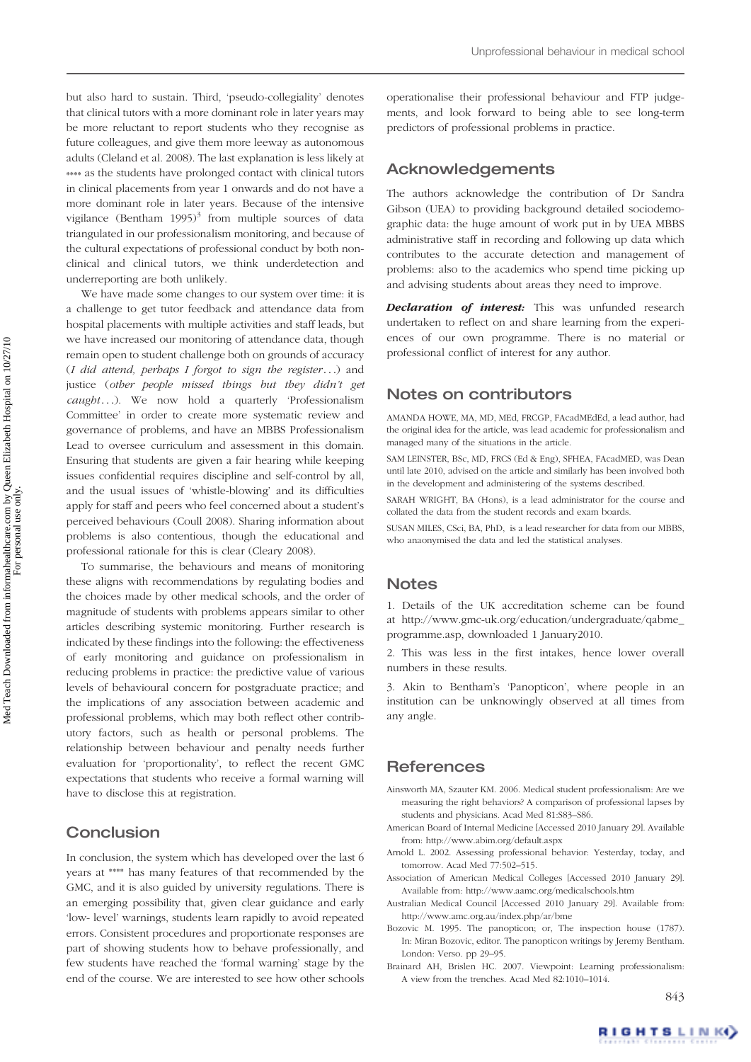but also hard to sustain. Third, 'pseudo-collegiality' denotes that clinical tutors with a more dominant role in later years may be more reluctant to report students who they recognise as future colleagues, and give them more leeway as autonomous adults (Cleland et al. 2008). The last explanation is less likely at **** as the students have prolonged contact with clinical tutors in clinical placements from year 1 onwards and do not have a more dominant role in later years. Because of the intensive vigilance (Bentham 1995)[3] from multiple sources of data triangulated in our professionalism monitoring, and because of the cultural expectations of professional conduct by both non-clinical and clinical tutors, we think underdetection and underreporting are both unlikely.

We have made some changes to our system over time: it is a challenge to get tutor feedback and attendance data from hospital placements with multiple activities and staff leads, but we have increased our monitoring of attendance data, though remain open to student challenge both on grounds of accuracy (*I did attend, perhaps I forgot to sign the register*...) and justice (*other people missed things but they didn't get caught*...). We now hold a quarterly 'Professionalism Committee' in order to create more systematic review and governance of problems, and have an MBBS Professionalism Lead to oversee curriculum and assessment in this domain. Ensuring that students are given a fair hearing while keeping issues confidential requires discipline and self-control by all, and the usual issues of 'whistle-blowing' and its difficulties apply for staff and peers who feel concerned about a student's perceived behaviours (Coull 2008). Sharing information about problems is also contentious, though the educational and professional rationale for this is clear (Cleary 2008).

To summarise, the behaviours and means of monitoring these aligns with recommendations by regulating bodies and the choices made by other medical schools, and the order of magnitude of students with problems appears similar to other articles describing systemic monitoring. Further research is indicated by these findings into the following: the effectiveness of early monitoring and guidance on professionalism in reducing problems in practice: the predictive value of various levels of behavioural concern for postgraduate practice; and the implications of any association between academic and professional problems, which may both reflect other contributory factors, such as health or personal problems. The relationship between behaviour and penalty needs further evaluation for 'proportionality', to reflect the recent GMC expectations that students who receive a formal warning will have to disclose this at registration.

## Conclusion

In conclusion, the system which has developed over the last 6 years at **** has many features of that recommended by the GMC, and it is also guided by university regulations. There is an emerging possibility that, given clear guidance and early 'low- level' warnings, students learn rapidly to avoid repeated errors. Consistent procedures and proportionate responses are part of showing students how to behave professionally, and few students have reached the 'formal warning' stage by the end of the course. We are interested to see how other schools operationalise their professional behaviour and FTP judgements, and look forward to being able to see long-term predictors of professional problems in practice.

## Acknowledgements

The authors acknowledge the contribution of Dr Sandra Gibson (UEA) to providing background detailed sociodemographic data: the huge amount of work put in by UEA MBBS administrative staff in recording and following up data which contributes to the accurate detection and management of problems: also to the academics who spend time picking up and advising students about areas they need to improve.

***Declaration of interest:*** This was unfunded research undertaken to reflect on and share learning from the experiences of our own programme. There is no material or professional conflict of interest for any author.

## Notes on contributors

AMANDA HOWE, MA, MD, MEd, FRCGP, FAcadMEdEd, a lead author, had the original idea for the article, was lead academic for professionalism and managed many of the situations in the article.

SAM LEINSTER, BSc, MD, FRCS (Ed & Eng), SFHEA, FAcadMED, was Dean until late 2010, advised on the article and similarly has been involved both in the development and administering of the systems described.

SARAH WRIGHT, BA (Hons), is a lead administrator for the course and collated the data from the student records and exam boards.

SUSAN MILES, CSci, BA, PhD, is a lead researcher for data from our MBBS, who anaonymised the data and led the statistical analyses.

## Notes

1. Details of the UK accreditation scheme can be found at http://www.gmc-uk.org/education/undergraduate/qabme_programme.asp, downloaded 1 January2010.

2. This was less in the first intakes, hence lower overall numbers in these results.

3. Akin to Bentham's 'Panopticon', where people in an institution can be unknowingly observed at all times from any angle.

## References

Ainsworth MA, Szauter KM. 2006. Medical student professionalism: Are we measuring the right behaviors? A comparison of professional lapses by students and physicians. Acad Med 81:S83–S86.

American Board of Internal Medicine [Accessed 2010 January 29]. Available from: http://www.abim.org/default.aspx

Arnold L. 2002. Assessing professional behavior: Yesterday, today, and tomorrow. Acad Med 77:502–515.

Association of American Medical Colleges [Accessed 2010 January 29]. Available from: http://www.aamc.org/medicalschools.htm

Australian Medical Council [Accessed 2010 January 29]. Available from: http://www.amc.org.au/index.php/ar/bme

Bozovic M. 1995. The panopticon; or, The inspection house (1787). In: Miran Bozovic, editor. The panopticon writings by Jeremy Bentham. London: Verso. pp 29–95.

Brainard AH, Brislen HC. 2007. Viewpoint: Learning professionalism: A view from the trenches. Acad Med 82:1010–1014.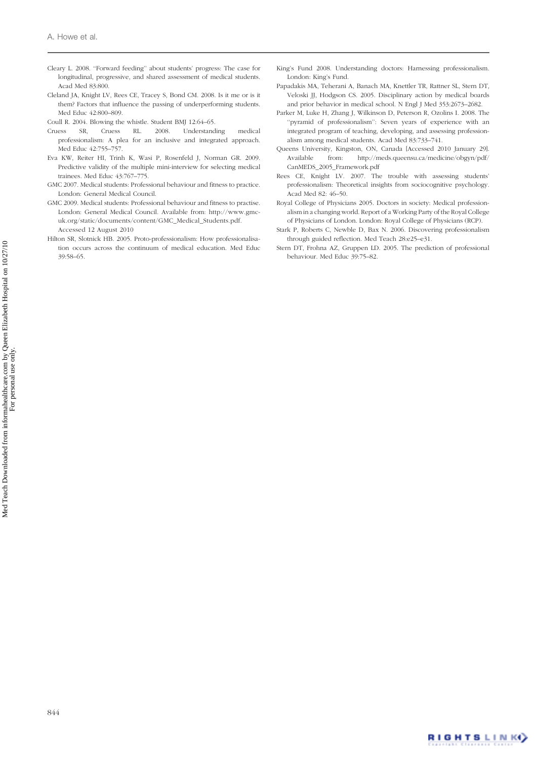Cleary L. 2008. "Forward feeding" about students' progress: The case for longitudinal, progressive, and shared assessment of medical students. Acad Med 83:800.

Cleland JA, Knight LV, Rees CE, Tracey S, Bond CM. 2008. Is it me or is it them? Factors that influence the passing of underperforming students. Med Educ 42:800–809.

Coull R. 2004. Blowing the whistle. Student BMJ 12:64–65.

Cruess SR, Cruess RL. 2008. Understanding medical professionalism: A plea for an inclusive and integrated approach. Med Educ 42:755–757.

Eva KW, Reiter HI, Trinh K, Wasi P, Rosenfeld J, Norman GR. 2009. Predictive validity of the multiple mini-interview for selecting medical trainees. Med Educ 43:767–775.

GMC 2007. Medical students: Professional behaviour and fitness to practice. London: General Medical Council.

GMC 2009. Medical students: Professional behaviour and fitness to practise. London: General Medical Council. Available from: http://www.gmc-uk.org/static/documents/content/GMC_Medical_Students.pdf. Accessed 12 August 2010

Hilton SR, Slotnick HB. 2005. Proto-professionalism: How professionalisation occurs across the continuum of medical education. Med Educ 39:58–65.

King's Fund 2008. Understanding doctors: Harnessing professionalism. London: King's Fund.

Papadakis MA, Teherani A, Banach MA, Knettler TR, Rattner SL, Stern DT, Veloski JJ, Hodgson CS. 2005. Disciplinary action by medical boards and prior behavior in medical school. N Engl J Med 353:2673–2682.

Parker M, Luke H, Zhang J, Wilkinson D, Peterson R, Ozolins I. 2008. The "pyramid of professionalism": Seven years of experience with an integrated program of teaching, developing, and assessing professionalism among medical students. Acad Med 83:733–741.

Queens University, Kingston, ON, Canada [Accessed 2010 January 29]. Available from: http://meds.queensu.ca/medicine/obgyn/pdf/CanMEDS_2005_Framework.pdf

Rees CE, Knight LV. 2007. The trouble with assessing students' professionalism: Theoretical insights from sociocognitive psychology. Acad Med 82: 46–50.

Royal College of Physicians 2005. Doctors in society: Medical professionalism in a changing world. Report of a Working Party of the Royal College of Physicians of London. London: Royal College of Physicians (RCP).

Stark P, Roberts C, Newble D, Bax N. 2006. Discovering professionalism through guided reflection. Med Teach 28:e25–e31.

Stern DT, Frohna AZ, Gruppen LD. 2005. The prediction of professional behaviour. Med Educ 39:75–82.